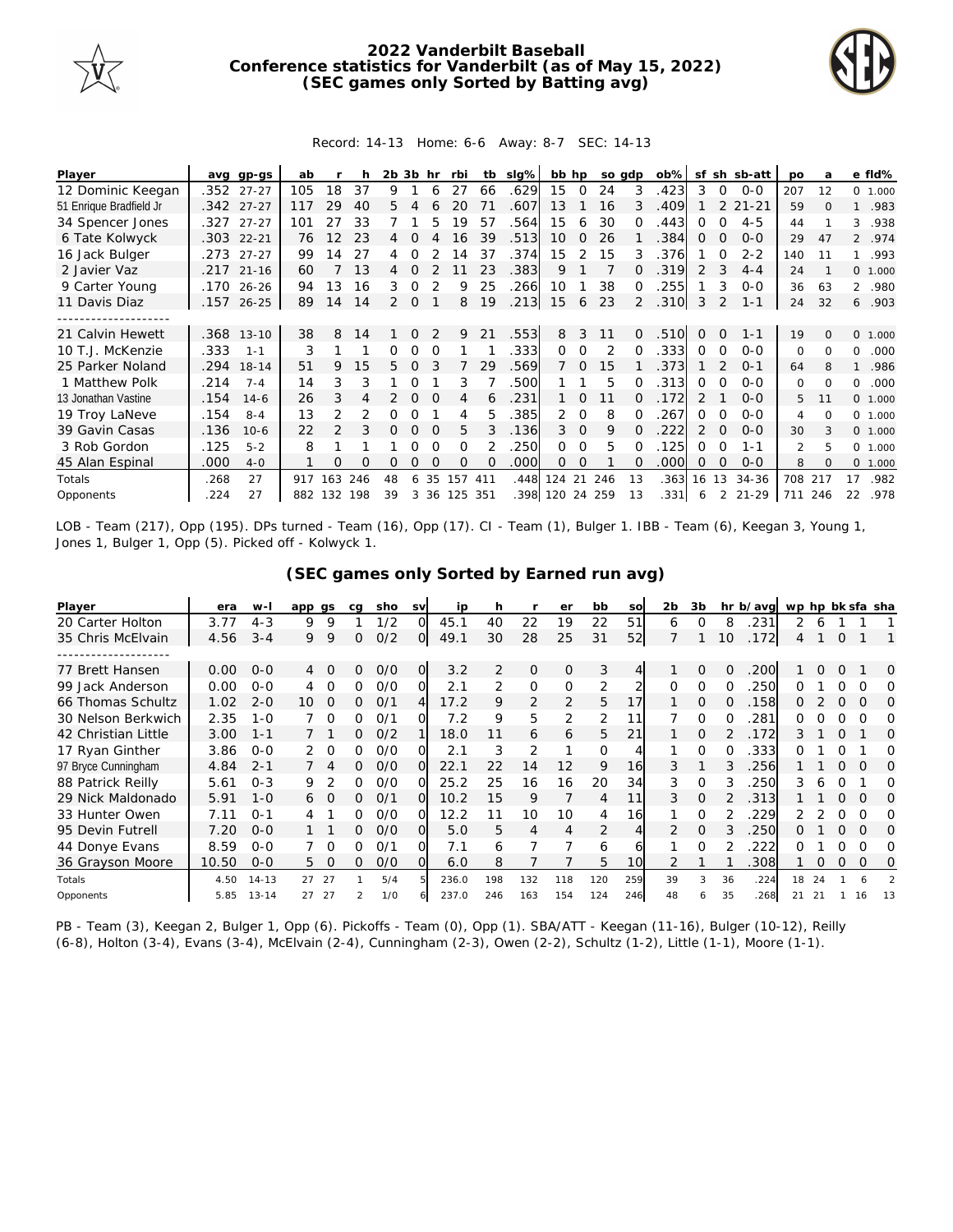# 2022 Vanderbilt Baseball
## Conference statistics for Vanderbilt (as of May 15, 2022)
## (SEC games only Sorted by Batting avg)

Record: 14-13 Home: 6-6 Away: 8-7 SEC: 14-13

| Player | avg | gp-gs | ab | r | h | 2b | 3b | hr | rbi | tb | slg% | bb | hp | so | gdp | ob% | sf | sh | sb-att | po | a | e | fld% |
|---|---|---|---|---|---|---|---|---|---|---|---|---|---|---|---|---|---|---|---|---|---|---|---|
| 12 Dominic Keegan | .352 | 27-27 | 105 | 18 | 37 | 9 | 1 | 6 | 27 | 66 | .629 | 15 | 0 | 24 | 3 | .423 | 3 | 0 | 0-0 | 207 | 12 | 0 | 1.000 |
| 51 Enrique Bradfield Jr | .342 | 27-27 | 117 | 29 | 40 | 5 | 4 | 6 | 20 | 71 | .607 | 13 | 1 | 16 | 3 | .409 | 1 | 2 | 21-21 | 59 | 0 | 1 | .983 |
| 34 Spencer Jones | .327 | 27-27 | 101 | 27 | 33 | 7 | 1 | 5 | 19 | 57 | .564 | 15 | 6 | 30 | 0 | .443 | 0 | 0 | 4-5 | 44 | 1 | 3 | .938 |
| 6 Tate Kolwyck | .303 | 22-21 | 76 | 12 | 23 | 4 | 0 | 4 | 16 | 39 | .513 | 10 | 0 | 26 | 1 | .384 | 0 | 0 | 0-0 | 29 | 47 | 2 | .974 |
| 16 Jack Bulger | .273 | 27-27 | 99 | 14 | 27 | 4 | 0 | 2 | 14 | 37 | .374 | 15 | 2 | 15 | 3 | .376 | 1 | 0 | 2-2 | 140 | 11 | 1 | .993 |
| 2 Javier Vaz | .217 | 21-16 | 60 | 7 | 13 | 4 | 0 | 2 | 11 | 23 | .383 | 9 | 1 | 7 | 0 | .319 | 2 | 3 | 4-4 | 24 | 1 | 0 | 1.000 |
| 9 Carter Young | .170 | 26-26 | 94 | 13 | 16 | 3 | 0 | 2 | 9 | 25 | .266 | 10 | 1 | 38 | 0 | .255 | 1 | 3 | 0-0 | 36 | 63 | 2 | .980 |
| 11 Davis Diaz | .157 | 26-25 | 89 | 14 | 14 | 2 | 0 | 1 | 8 | 19 | .213 | 15 | 6 | 23 | 2 | .310 | 3 | 2 | 1-1 | 24 | 32 | 6 | .903 |
| -------------------- | | | | | | | | | | | | | | | | | | | | | | | |
| 21 Calvin Hewett | .368 | 13-10 | 38 | 8 | 14 | 1 | 0 | 2 | 9 | 21 | .553 | 8 | 3 | 11 | 0 | .510 | 0 | 0 | 1-1 | 19 | 0 | 0 | 1.000 |
| 10 T.J. McKenzie | .333 | 1-1 | 3 | 1 | 1 | 0 | 0 | 0 | 1 | 1 | .333 | 0 | 0 | 2 | 0 | .333 | 0 | 0 | 0-0 | 0 | 0 | 0 | .000 |
| 25 Parker Noland | .294 | 18-14 | 51 | 9 | 15 | 5 | 0 | 3 | 7 | 29 | .569 | 7 | 0 | 15 | 1 | .373 | 1 | 2 | 0-1 | 64 | 8 | 1 | .986 |
| 1 Matthew Polk | .214 | 7-4 | 14 | 3 | 3 | 1 | 0 | 1 | 3 | 7 | .500 | 1 | 1 | 5 | 0 | .313 | 0 | 0 | 0-0 | 0 | 0 | 0 | .000 |
| 13 Jonathan Vastine | .154 | 14-6 | 26 | 3 | 4 | 2 | 0 | 0 | 4 | 6 | .231 | 1 | 0 | 11 | 0 | .172 | 2 | 1 | 0-0 | 5 | 11 | 0 | 1.000 |
| 19 Troy LaNeve | .154 | 8-4 | 13 | 2 | 2 | 0 | 0 | 1 | 4 | 5 | .385 | 2 | 0 | 8 | 0 | .267 | 0 | 0 | 0-0 | 4 | 0 | 0 | 1.000 |
| 39 Gavin Casas | .136 | 10-6 | 22 | 2 | 3 | 0 | 0 | 0 | 5 | 3 | .136 | 3 | 0 | 9 | 0 | .222 | 2 | 0 | 0-0 | 30 | 3 | 0 | 1.000 |
| 3 Rob Gordon | .125 | 5-2 | 8 | 1 | 1 | 1 | 0 | 0 | 0 | 2 | .250 | 0 | 0 | 5 | 0 | .125 | 0 | 0 | 1-1 | 2 | 5 | 0 | 1.000 |
| 45 Alan Espinal | .000 | 4-0 | 1 | 0 | 0 | 0 | 0 | 0 | 0 | 0 | .000 | 0 | 0 | 1 | 0 | .000 | 0 | 0 | 0-0 | 8 | 0 | 0 | 1.000 |
| Totals | .268 | 27 | 917 | 163 | 246 | 48 | 6 | 35 | 157 | 411 | .448 | 124 | 21 | 246 | 13 | .363 | 16 | 13 | 34-36 | 708 | 217 | 17 | .982 |
| Opponents | .224 | 27 | 882 | 132 | 198 | 39 | 3 | 36 | 125 | 351 | .398 | 120 | 24 | 259 | 13 | .331 | 6 | 2 | 21-29 | 711 | 246 | 22 | .978 |

LOB - Team (217), Opp (195). DPs turned - Team (16), Opp (17). CI - Team (1), Bulger 1. IBB - Team (6), Keegan 3, Young 1, Jones 1, Bulger 1, Opp (5). Picked off - Kolwyck 1.

## (SEC games only Sorted by Earned run avg)

| Player | era | w-l | app | gs | cg | sho | sv | ip | h | r | er | bb | so | 2b | 3b | hr | b/avg | wp | hp | bk | sfa | sha |
|---|---|---|---|---|---|---|---|---|---|---|---|---|---|---|---|---|---|---|---|---|---|---|
| 20 Carter Holton | 3.77 | 4-3 | 9 | 9 | 1 | 1/2 | 0 | 45.1 | 40 | 22 | 19 | 22 | 51 | 6 | 0 | 8 | .231 | 2 | 6 | 1 | 1 | 1 |
| 35 Chris McElvain | 4.56 | 3-4 | 9 | 9 | 0 | 0/2 | 0 | 49.1 | 30 | 28 | 25 | 31 | 52 | 7 | 1 | 10 | .172 | 4 | 1 | 0 | 1 | 1 |
| -------------------- | | | | | | | | | | | | | | | | | | | | | | |
| 77 Brett Hansen | 0.00 | 0-0 | 4 | 0 | 0 | 0/0 | 0 | 3.2 | 2 | 0 | 0 | 3 | 4 | 1 | 0 | 0 | .200 | 1 | 0 | 0 | 1 | 0 |
| 99 Jack Anderson | 0.00 | 0-0 | 4 | 0 | 0 | 0/0 | 0 | 2.1 | 2 | 0 | 0 | 2 | 2 | 0 | 0 | 0 | .250 | 0 | 1 | 0 | 0 | 0 |
| 66 Thomas Schultz | 1.02 | 2-0 | 10 | 0 | 0 | 0/1 | 4 | 17.2 | 9 | 2 | 2 | 5 | 17 | 1 | 0 | 0 | .158 | 0 | 2 | 0 | 0 | 0 |
| 30 Nelson Berkwich | 2.35 | 1-0 | 7 | 0 | 0 | 0/1 | 0 | 7.2 | 9 | 5 | 2 | 2 | 11 | 7 | 0 | 0 | .281 | 0 | 0 | 0 | 0 | 0 |
| 42 Christian Little | 3.00 | 1-1 | 7 | 1 | 0 | 0/2 | 1 | 18.0 | 11 | 6 | 6 | 5 | 21 | 1 | 0 | 2 | .172 | 3 | 1 | 0 | 1 | 0 |
| 17 Ryan Ginther | 3.86 | 0-0 | 2 | 0 | 0 | 0/0 | 0 | 2.1 | 3 | 2 | 1 | 0 | 4 | 1 | 0 | 0 | .333 | 0 | 1 | 0 | 1 | 0 |
| 97 Bryce Cunningham | 4.84 | 2-1 | 7 | 4 | 0 | 0/0 | 0 | 22.1 | 22 | 14 | 12 | 9 | 16 | 3 | 1 | 3 | .256 | 1 | 1 | 0 | 0 | 0 |
| 88 Patrick Reilly | 5.61 | 0-3 | 9 | 2 | 0 | 0/0 | 0 | 25.2 | 25 | 16 | 16 | 20 | 34 | 3 | 0 | 3 | .250 | 3 | 6 | 0 | 1 | 0 |
| 29 Nick Maldonado | 5.91 | 1-0 | 6 | 0 | 0 | 0/1 | 0 | 10.2 | 15 | 9 | 7 | 4 | 11 | 3 | 0 | 2 | .313 | 1 | 1 | 0 | 0 | 0 |
| 33 Hunter Owen | 7.11 | 0-1 | 4 | 1 | 0 | 0/0 | 0 | 12.2 | 11 | 10 | 10 | 4 | 16 | 1 | 0 | 2 | .229 | 2 | 2 | 0 | 0 | 0 |
| 95 Devin Futrell | 7.20 | 0-0 | 1 | 1 | 0 | 0/0 | 0 | 5.0 | 5 | 4 | 4 | 2 | 4 | 2 | 0 | 3 | .250 | 0 | 1 | 0 | 0 | 0 |
| 44 Donye Evans | 8.59 | 0-0 | 7 | 0 | 0 | 0/1 | 0 | 7.1 | 6 | 7 | 7 | 6 | 6 | 1 | 0 | 2 | .222 | 0 | 1 | 0 | 0 | 0 |
| 36 Grayson Moore | 10.50 | 0-0 | 5 | 0 | 0 | 0/0 | 0 | 6.0 | 8 | 7 | 7 | 5 | 10 | 2 | 1 | 1 | .308 | 1 | 0 | 0 | 0 | 0 |
| Totals | 4.50 | 14-13 | 27 | 27 | 1 | 5/4 | 5 | 236.0 | 198 | 132 | 118 | 120 | 259 | 39 | 3 | 36 | .224 | 18 | 24 | 1 | 6 | 2 |
| Opponents | 5.85 | 13-14 | 27 | 27 | 2 | 1/0 | 6 | 237.0 | 246 | 163 | 154 | 124 | 246 | 48 | 6 | 35 | .268 | 21 | 21 | 1 | 16 | 13 |

PB - Team (3), Keegan 2, Bulger 1, Opp (6). Pickoffs - Team (0), Opp (1). SBA/ATT - Keegan (11-16), Bulger (10-12), Reilly (6-8), Holton (3-4), Evans (3-4), McElvain (2-4), Cunningham (2-3), Owen (2-2), Schultz (1-2), Little (1-1), Moore (1-1).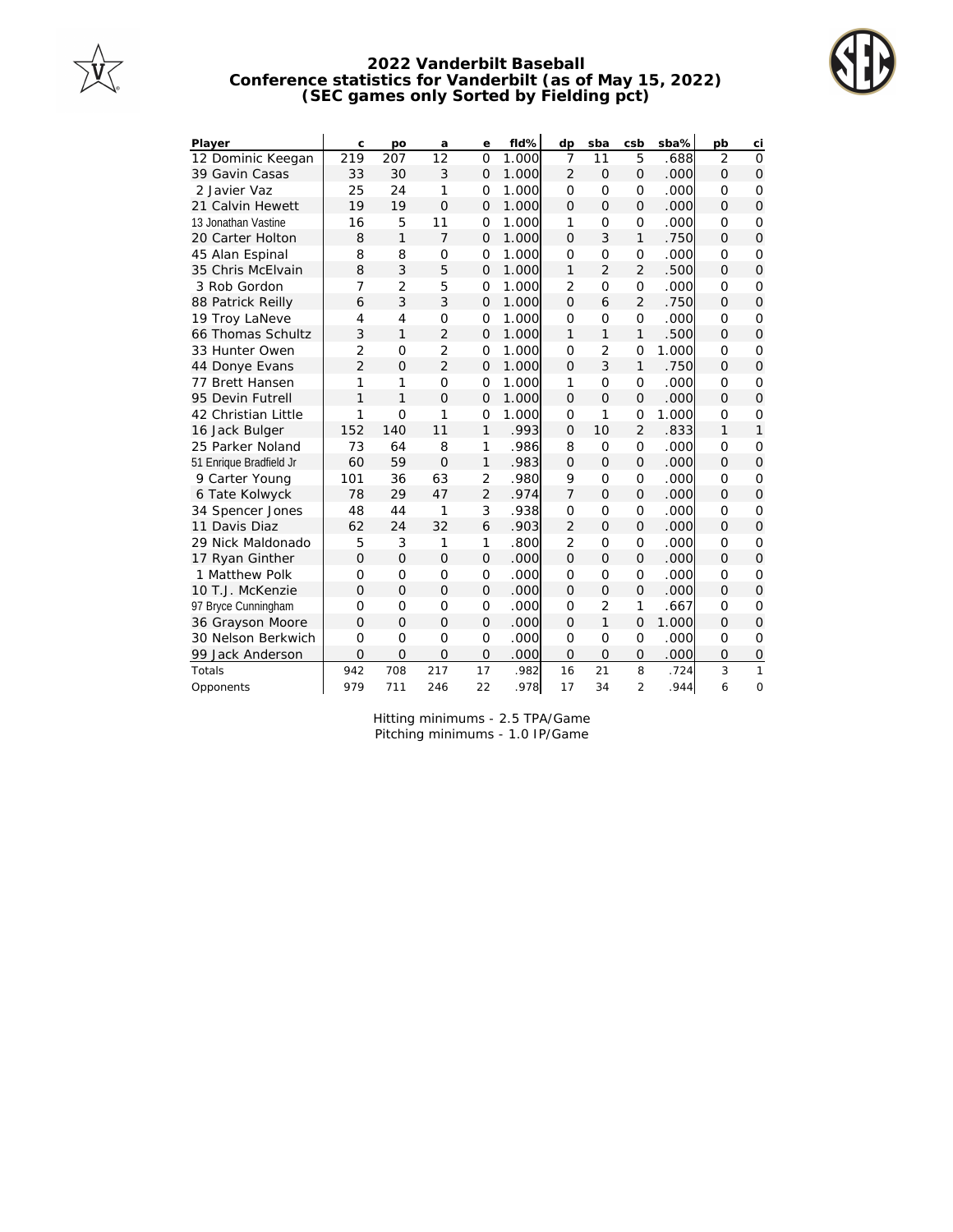# 2022 Vanderbilt Baseball
## Conference statistics for Vanderbilt (as of May 15, 2022)
### (SEC games only Sorted by Fielding pct)

| Player | c | po | a | e | fld% | dp | sba | csb | sba% | pb | ci |
|---|---|---|---|---|---|---|---|---|---|---|---|
| 12 Dominic Keegan | 219 | 207 | 12 | 0 | 1.000 | 7 | 11 | 5 | .688 | 2 | 0 |
| 39 Gavin Casas | 33 | 30 | 3 | 0 | 1.000 | 2 | 0 | 0 | .000 | 0 | 0 |
| 2 Javier Vaz | 25 | 24 | 1 | 0 | 1.000 | 0 | 0 | 0 | .000 | 0 | 0 |
| 21 Calvin Hewett | 19 | 19 | 0 | 0 | 1.000 | 0 | 0 | 0 | .000 | 0 | 0 |
| 13 Jonathan Vastine | 16 | 5 | 11 | 0 | 1.000 | 1 | 0 | 0 | .000 | 0 | 0 |
| 20 Carter Holton | 8 | 1 | 7 | 0 | 1.000 | 0 | 3 | 1 | .750 | 0 | 0 |
| 45 Alan Espinal | 8 | 8 | 0 | 0 | 1.000 | 0 | 0 | 0 | .000 | 0 | 0 |
| 35 Chris McElvain | 8 | 3 | 5 | 0 | 1.000 | 1 | 2 | 2 | .500 | 0 | 0 |
| 3 Rob Gordon | 7 | 2 | 5 | 0 | 1.000 | 2 | 0 | 0 | .000 | 0 | 0 |
| 88 Patrick Reilly | 6 | 3 | 3 | 0 | 1.000 | 0 | 6 | 2 | .750 | 0 | 0 |
| 19 Troy LaNeve | 4 | 4 | 0 | 0 | 1.000 | 0 | 0 | 0 | .000 | 0 | 0 |
| 66 Thomas Schultz | 3 | 1 | 2 | 0 | 1.000 | 1 | 1 | 1 | .500 | 0 | 0 |
| 33 Hunter Owen | 2 | 0 | 2 | 0 | 1.000 | 0 | 2 | 0 | 1.000 | 0 | 0 |
| 44 Donye Evans | 2 | 0 | 2 | 0 | 1.000 | 0 | 3 | 1 | .750 | 0 | 0 |
| 77 Brett Hansen | 1 | 1 | 0 | 0 | 1.000 | 1 | 0 | 0 | .000 | 0 | 0 |
| 95 Devin Futrell | 1 | 1 | 0 | 0 | 1.000 | 0 | 0 | 0 | .000 | 0 | 0 |
| 42 Christian Little | 1 | 0 | 1 | 0 | 1.000 | 0 | 1 | 0 | 1.000 | 0 | 0 |
| 16 Jack Bulger | 152 | 140 | 11 | 1 | .993 | 0 | 10 | 2 | .833 | 1 | 1 |
| 25 Parker Noland | 73 | 64 | 8 | 1 | .986 | 8 | 0 | 0 | .000 | 0 | 0 |
| 51 Enrique Bradfield Jr | 60 | 59 | 0 | 1 | .983 | 0 | 0 | 0 | .000 | 0 | 0 |
| 9 Carter Young | 101 | 36 | 63 | 2 | .980 | 9 | 0 | 0 | .000 | 0 | 0 |
| 6 Tate Kolwyck | 78 | 29 | 47 | 2 | .974 | 7 | 0 | 0 | .000 | 0 | 0 |
| 34 Spencer Jones | 48 | 44 | 1 | 3 | .938 | 0 | 0 | 0 | .000 | 0 | 0 |
| 11 Davis Diaz | 62 | 24 | 32 | 6 | .903 | 2 | 0 | 0 | .000 | 0 | 0 |
| 29 Nick Maldonado | 5 | 3 | 1 | 1 | .800 | 2 | 0 | 0 | .000 | 0 | 0 |
| 17 Ryan Ginther | 0 | 0 | 0 | 0 | .000 | 0 | 0 | 0 | .000 | 0 | 0 |
| 1 Matthew Polk | 0 | 0 | 0 | 0 | .000 | 0 | 0 | 0 | .000 | 0 | 0 |
| 10 T.J. McKenzie | 0 | 0 | 0 | 0 | .000 | 0 | 0 | 0 | .000 | 0 | 0 |
| 97 Bryce Cunningham | 0 | 0 | 0 | 0 | .000 | 0 | 2 | 1 | .667 | 0 | 0 |
| 36 Grayson Moore | 0 | 0 | 0 | 0 | .000 | 0 | 1 | 0 | 1.000 | 0 | 0 |
| 30 Nelson Berkwich | 0 | 0 | 0 | 0 | .000 | 0 | 0 | 0 | .000 | 0 | 0 |
| 99 Jack Anderson | 0 | 0 | 0 | 0 | .000 | 0 | 0 | 0 | .000 | 0 | 0 |
| Totals | 942 | 708 | 217 | 17 | .982 | 16 | 21 | 8 | .724 | 3 | 1 |
| Opponents | 979 | 711 | 246 | 22 | .978 | 17 | 34 | 2 | .944 | 6 | 0 |

Hitting minimums - 2.5 TPA/Game
Pitching minimums - 1.0 IP/Game